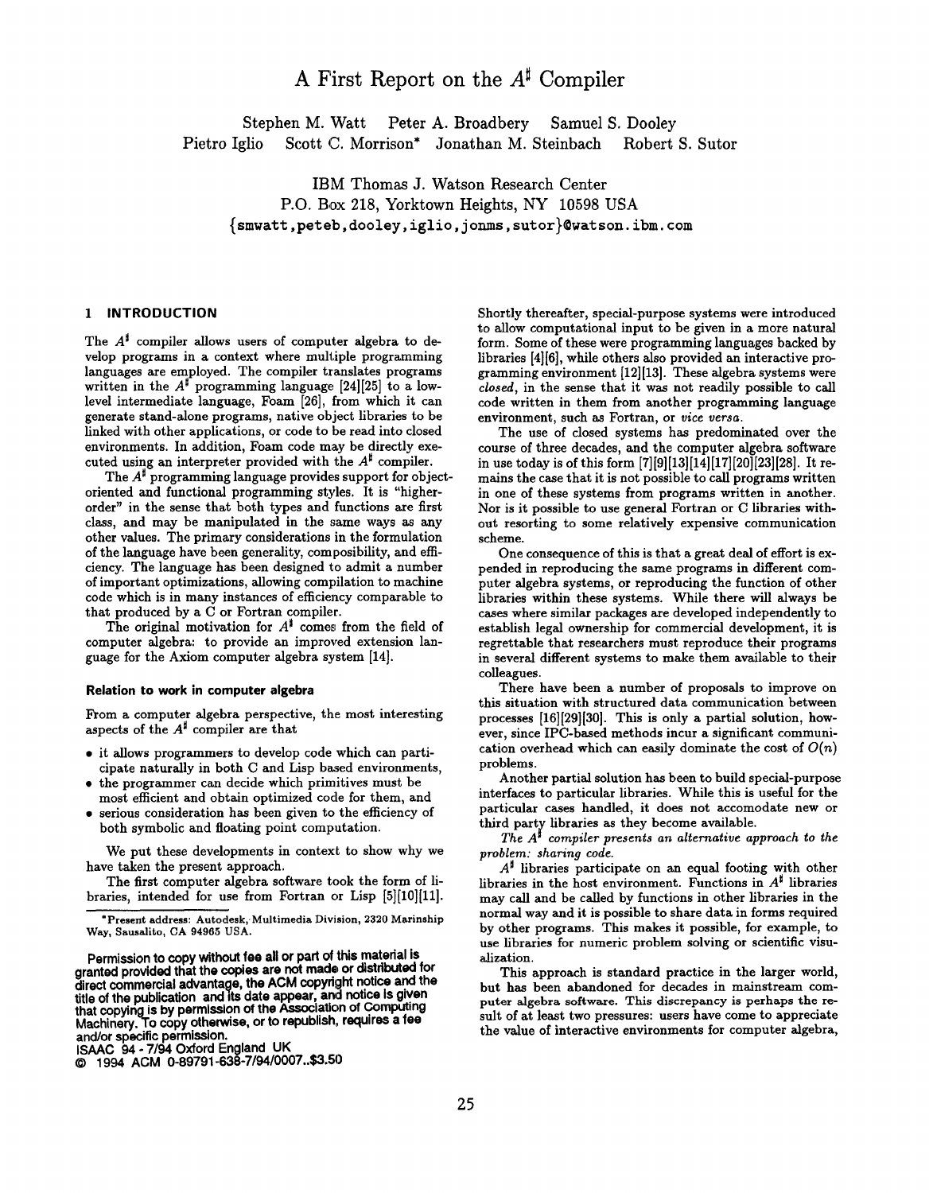# A First Report on the $A^\sharp$ Compiler

Stephen M. Watt   Peter A. Broadbery   Samuel S. Dooley
Pietro Iglio   Scott C. Morrison*   Jonathan M. Steinbach   Robert S. Sutor

IBM Thomas J. Watson Research Center
P.O. Box 218, Yorktown Heights, NY 10598 USA
{smwatt,peteb,dooley,iglio,jonms,sutor}@watson.ibm.com

## 1 INTRODUCTION

The $A^\sharp$ compiler allows users of computer algebra to develop programs in a context where multiple programming languages are employed. The compiler translates programs written in the $A^\sharp$ programming language [24][25] to a low-level intermediate language, Foam [26], from which it can generate stand-alone programs, native object libraries to be linked with other applications, or code to be read into closed environments. In addition, Foam code may be directly executed using an interpreter provided with the $A^\sharp$ compiler.

The $A^\sharp$ programming language provides support for object-oriented and functional programming styles. It is "higher-order" in the sense that both types and functions are first class, and may be manipulated in the same ways as any other values. The primary considerations in the formulation of the language have been generality, composibility, and efficiency. The language has been designed to admit a number of important optimizations, allowing compilation to machine code which is in many instances of efficiency comparable to that produced by a C or Fortran compiler.

The original motivation for $A^\sharp$ comes from the field of computer algebra: to provide an improved extension language for the Axiom computer algebra system [14].

### Relation to work in computer algebra

From a computer algebra perspective, the most interesting aspects of the $A^\sharp$ compiler are that

- it allows programmers to develop code which can participate naturally in both C and Lisp based environments,
- the programmer can decide which primitives must be most efficient and obtain optimized code for them, and
- serious consideration has been given to the efficiency of both symbolic and floating point computation.

We put these developments in context to show why we have taken the present approach.

The first computer algebra software took the form of libraries, intended for use from Fortran or Lisp [5][10][11]. Shortly thereafter, special-purpose systems were introduced to allow computational input to be given in a more natural form. Some of these were programming languages backed by libraries [4][6], while others also provided an interactive programming environment [12][13]. These algebra systems were *closed*, in the sense that it was not readily possible to call code written in them from another programming language environment, such as Fortran, or *vice versa*.

The use of closed systems has predominated over the course of three decades, and the computer algebra software in use today is of this form [7][9][13][14][17][20][23][28]. It remains the case that it is not possible to call programs written in one of these systems from programs written in another. Nor is it possible to use general Fortran or C libraries without resorting to some relatively expensive communication scheme.

One consequence of this is that a great deal of effort is expended in reproducing the same programs in different computer algebra systems, or reproducing the function of other libraries within these systems. While there will always be cases where similar packages are developed independently to establish legal ownership for commercial development, it is regrettable that researchers must reproduce their programs in several different systems to make them available to their colleagues.

There have been a number of proposals to improve on this situation with structured data communication between processes [16][29][30]. This is only a partial solution, however, since IPC-based methods incur a significant communication overhead which can easily dominate the cost of $O(n)$ problems.

Another partial solution has been to build special-purpose interfaces to particular libraries. While this is useful for the particular cases handled, it does not accomodate new or third party libraries as they become available.

*The $A^\sharp$ compiler presents an alternative approach to the problem: sharing code.*

$A^\sharp$ libraries participate on an equal footing with other libraries in the host environment. Functions in $A^\sharp$ libraries may call and be called by functions in other libraries in the normal way and it is possible to share data in forms required by other programs. This makes it possible, for example, to use libraries for numeric problem solving or scientific visualization.

This approach is standard practice in the larger world, but has been abandoned for decades in mainstream computer algebra software. This discrepancy is perhaps the result of at least two pressures: users have come to appreciate the value of interactive environments for computer algebra,

*Present address: Autodesk, Multimedia Division, 2320 Marinship Way, Sausalito, CA 94965 USA.

Permission to copy without fee all or part of this material is granted provided that the copies are not made or distributed for direct commercial advantage, the ACM copyright notice and the title of the publication and its date appear, and notice is given that copying is by permission of the Association of Computing Machinery. To copy otherwise, or to republish, requires a fee and/or specific permission.
ISAAC 94 - 7/94 Oxford England UK
© 1994 ACM 0-89791-638-7/94/0007..$3.50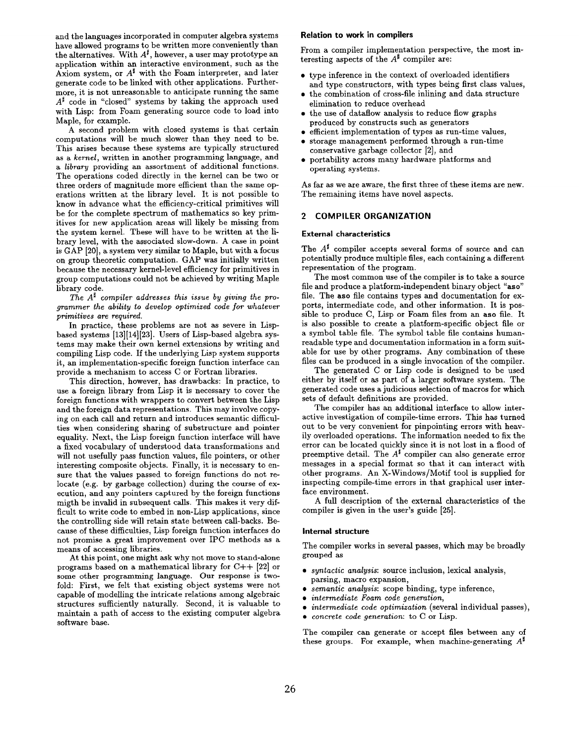and the languages incorporated in computer algebra systems have allowed programs to be written more conveniently than the alternatives. With $A^\sharp$, however, a user may prototype an application within an interactive environment, such as the Axiom system, or $A^\sharp$ with the Foam interpreter, and later generate code to be linked with other applications. Furthermore, it is not unreasonable to anticipate running the same $A^\sharp$ code in "closed" systems by taking the approach used with Lisp: from Foam generating source code to load into Maple, for example.

A second problem with closed systems is that certain computations will be much slower than they need to be. This arises because these systems are typically structured as a *kernel*, written in another programming language, and a *library* providing an assortment of additional functions. The operations coded directly in the kernel can be two or three orders of magnitude more efficient than the same operations written at the library level. It is not possible to know in advance what the efficiency-critical primitives will be for the complete spectrum of mathematics so key primitives for new application areas will likely be missing from the system kernel. These will have to be written at the library level, with the associated slow-down. A case in point is GAP [20], a system very similar to Maple, but with a focus on group theoretic computation. GAP was initially written because the necessary kernel-level efficiency for primitives in group computations could not be achieved by writing Maple library code.

*The $A^\sharp$ compiler addresses this issue by giving the programmer the ability to develop optimized code for whatever primitives are required.*

In practice, these problems are not as severe in Lisp-based systems [13][14][23]. Users of Lisp-based algebra systems may make their own kernel extensions by writing and compiling Lisp code. If the underlying Lisp system supports it, an implementation-specific foreign function interface can provide a mechanism to access C or Fortran libraries.

This direction, however, has drawbacks: In practice, to use a foreign library from Lisp it is necessary to cover the foreign functions with wrappers to convert between the Lisp and the foreign data representations. This may involve copying on each call and return and introduces semantic difficulties when considering sharing of substructure and pointer equality. Next, the Lisp foreign function interface will have a fixed vocabulary of understood data transformations and will not usefully pass function values, file pointers, or other interesting composite objects. Finally, it is necessary to ensure that the values passed to foreign functions do not relocate (e.g. by garbage collection) during the course of execution, and any pointers captured by the foreign functions migth be invalid in subsequent calls. This makes it very difficult to write code to embed in non-Lisp applications, since the controlling side will retain state between call-backs. Because of these difficulties, Lisp foreign function interfaces do not promise a great improvement over IPC methods as a means of accessing libraries.

At this point, one might ask why not move to stand-alone programs based on a mathematical library for C++ [22] or some other programming language. Our response is two-fold: First, we felt that existing object systems were not capable of modelling the intricate relations among algebraic structures sufficiently naturally. Second, it is valuable to maintain a path of access to the existing computer algebra software base.

### Relation to work in compilers

From a compiler implementation perspective, the most interesting aspects of the $A^\sharp$ compiler are:

- type inference in the context of overloaded identifiers and type constructors, with types being first class values,
- the combination of cross-file inlining and data structure elimination to reduce overhead
- the use of dataflow analysis to reduce flow graphs produced by constructs such as generators
- efficient implementation of types as run-time values,
- storage management performed through a run-time conservative garbage collector [2], and
- portability across many hardware platforms and operating systems.

As far as we are aware, the first three of these items are new. The remaining items have novel aspects.

## 2 COMPILER ORGANIZATION

### External characteristics

The $A^\sharp$ compiler accepts several forms of source and can potentially produce multiple files, each containing a different representation of the program.

The most common use of the compiler is to take a source file and produce a platform-independent binary object "**aso**" file. The **aso** file contains types and documentation for exports, intermediate code, and other information. It is possible to produce C, Lisp or Foam files from an **aso** file. It is also possible to create a platform-specific object file or a symbol table file. The symbol table file contains human-readable type and documentation information in a form suitable for use by other programs. Any combination of these files can be produced in a single invocation of the compiler.

The generated C or Lisp code is designed to be used either by itself or as part of a larger software system. The generated code uses a judicious selection of macros for which sets of default definitions are provided.

The compiler has an additional interface to allow interactive investigation of compile-time errors. This has turned out to be very convenient for pinpointing errors with heavily overloaded operations. The information needed to fix the error can be located quickly since it is not lost in a flood of preemptive detail. The $A^\sharp$ compiler can also generate error messages in a special format so that it can interact with other programs. An X-Windows/Motif tool is supplied for inspecting compile-time errors in that graphical user interface environment.

A full description of the external characteristics of the compiler is given in the user's guide [25].

### Internal structure

The compiler works in several passes, which may be broadly grouped as

- *syntactic analysis*: source inclusion, lexical analysis, parsing, macro expansion,
- *semantic analysis*: scope binding, type inference,
- *intermediate Foam code generation*,
- *intermediate code optimization* (several individual passes),
- *concrete code generation*: to C or Lisp.

The compiler can generate or accept files between any of these groups. For example, when machine-generating $A^\sharp$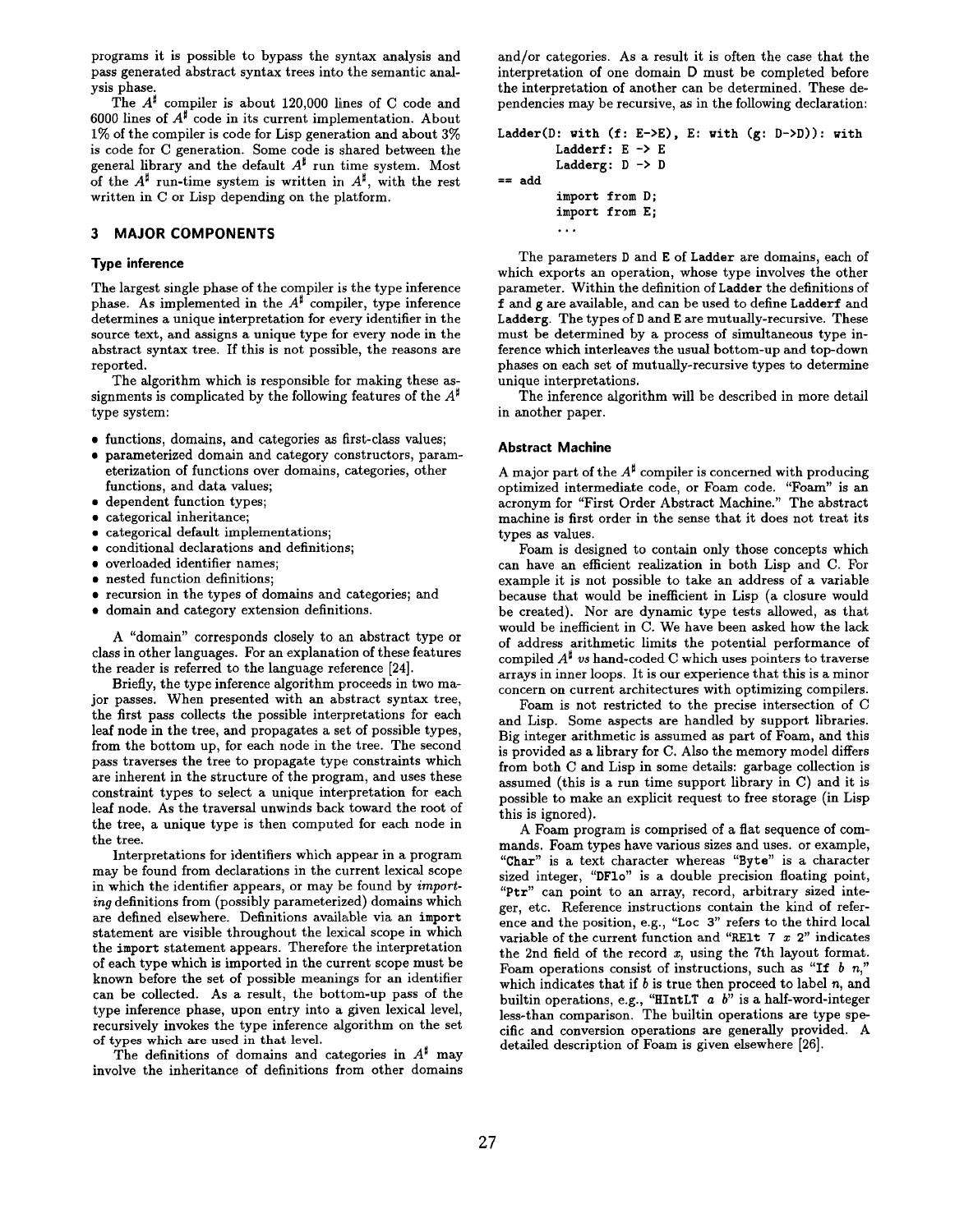programs it is possible to bypass the syntax analysis and pass generated abstract syntax trees into the semantic analysis phase.

The $A^\sharp$ compiler is about 120,000 lines of C code and 6000 lines of $A^\sharp$ code in its current implementation. About 1% of the compiler is code for Lisp generation and about 3% is code for C generation. Some code is shared between the general library and the default $A^\sharp$ run time system. Most of the $A^\sharp$ run-time system is written in $A^\sharp$, with the rest written in C or Lisp depending on the platform.

## 3 MAJOR COMPONENTS

### Type inference

The largest single phase of the compiler is the type inference phase. As implemented in the $A^\sharp$ compiler, type inference determines a unique interpretation for every identifier in the source text, and assigns a unique type for every node in the abstract syntax tree. If this is not possible, the reasons are reported.

The algorithm which is responsible for making these assignments is complicated by the following features of the $A^\sharp$ type system:

- functions, domains, and categories as first-class values;
- parameterized domain and category constructors, parameterization of functions over domains, categories, other functions, and data values;
- dependent function types;
- categorical inheritance;
- categorical default implementations;
- conditional declarations and definitions;
- overloaded identifier names;
- nested function definitions;
- recursion in the types of domains and categories; and
- domain and category extension definitions.

A "domain" corresponds closely to an abstract type or class in other languages. For an explanation of these features the reader is referred to the language reference [24].

Briefly, the type inference algorithm proceeds in two major passes. When presented with an abstract syntax tree, the first pass collects the possible interpretations for each leaf node in the tree, and propagates a set of possible types, from the bottom up, for each node in the tree. The second pass traverses the tree to propagate type constraints which are inherent in the structure of the program, and uses these constraint types to select a unique interpretation for each leaf node. As the traversal unwinds back toward the root of the tree, a unique type is then computed for each node in the tree.

Interpretations for identifiers which appear in a program may be found from declarations in the current lexical scope in which the identifier appears, or may be found by *importing* definitions from (possibly parameterized) domains which are defined elsewhere. Definitions available via an `import` statement are visible throughout the lexical scope in which the `import` statement appears. Therefore the interpretation of each type which is imported in the current scope must be known before the set of possible meanings for an identifier can be collected. As a result, the bottom-up pass of the type inference phase, upon entry into a given lexical level, recursively invokes the type inference algorithm on the set of types which are used in that level.

The definitions of domains and categories in $A^\sharp$ may involve the inheritance of definitions from other domains and/or categories. As a result it is often the case that the interpretation of one domain D must be completed before the interpretation of another can be determined. These dependencies may be recursive, as in the following declaration:

```
Ladder(D: with (f: E->E), E: with (g: D->D)): with
        Ladderf: E -> E
        Ladderg: D -> D
== add
        import from D;
        import from E;
        ...
```

The parameters `D` and `E` of `Ladder` are domains, each of which exports an operation, whose type involves the other parameter. Within the definition of `Ladder` the definitions of `f` and `g` are available, and can be used to define `Ladderf` and `Ladderg`. The types of `D` and `E` are mutually-recursive. These must be determined by a process of simultaneous type inference which interleaves the usual bottom-up and top-down phases on each set of mutually-recursive types to determine unique interpretations.

The inference algorithm will be described in more detail in another paper.

### Abstract Machine

A major part of the $A^\sharp$ compiler is concerned with producing optimized intermediate code, or Foam code. "Foam" is an acronym for "First Order Abstract Machine." The abstract machine is first order in the sense that it does not treat its types as values.

Foam is designed to contain only those concepts which can have an efficient realization in both Lisp and C. For example it is not possible to take an address of a variable because that would be inefficient in Lisp (a closure would be created). Nor are dynamic type tests allowed, as that would be inefficient in C. We have been asked how the lack of address arithmetic limits the potential performance of compiled $A^\sharp$ *vs* hand-coded C which uses pointers to traverse arrays in inner loops. It is our experience that this is a minor concern on current architectures with optimizing compilers.

Foam is not restricted to the precise intersection of C and Lisp. Some aspects are handled by support libraries. Big integer arithmetic is assumed as part of Foam, and this is provided as a library for C. Also the memory model differs from both C and Lisp in some details: garbage collection is assumed (this is a run time support library in C) and it is possible to make an explicit request to free storage (in Lisp this is ignored).

A Foam program is comprised of a flat sequence of commands. Foam types have various sizes and uses. or example, "`Char`" is a text character whereas "`Byte`" is a character sized integer, "`DFlo`" is a double precision floating point, "`Ptr`" can point to an array, record, arbitrary sized integer, etc. Reference instructions contain the kind of reference and the position, e.g., "`Loc 3`" refers to the third local variable of the current function and "`RElt 7` *x* `2`" indicates the 2nd field of the record *x*, using the 7th layout format. Foam operations consist of instructions, such as "`If` *b n*," which indicates that if *b* is true then proceed to label *n*, and builtin operations, e.g., "`HIntLT` *a b*" is a half-word-integer less-than comparison. The builtin operations are type specific and conversion operations are generally provided. A detailed description of Foam is given elsewhere [26].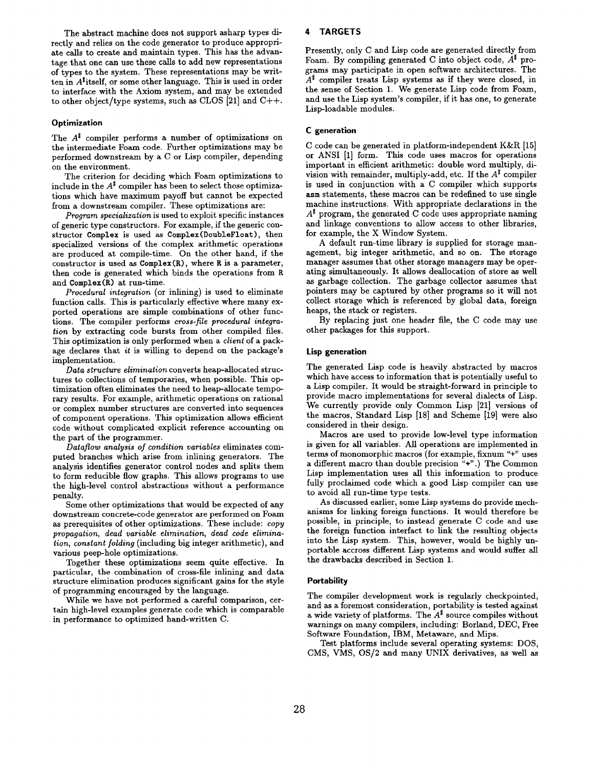The abstract machine does not support asharp types directly and relies on the code generator to produce appropriate calls to create and maintain types. This has the advantage that one can use these calls to add new representations of types to the system. These representations may be written in $A^\sharp$itself, or some other language. This is used in order to interface with the Axiom system, and may be extended to other object/type systems, such as CLOS [21] and C++.

### Optimization

The $A^\sharp$ compiler performs a number of optimizations on the intermediate Foam code. Further optimizations may be performed downstream by a C or Lisp compiler, depending on the environment.

The criterion for deciding which Foam optimizations to include in the $A^\sharp$ compiler has been to select those optimizations which have maximum payoff but cannot be expected from a downstream compiler. These optimizations are:

*Program specialization* is used to exploit specific instances of generic type constructors. For example, if the generic constructor `Complex` is used as `Complex(DoubleFloat)`, then specialized versions of the complex arithmetic operations are produced at compile-time. On the other hand, if the constructor is used as `Complex(R)`, where `R` is a parameter, then code is generated which binds the operations from `R` and `Complex(R)` at run-time.

*Procedural integration* (or inlining) is used to eliminate function calls. This is particularly effective where many exported operations are simple combinations of other functions. The compiler performs *cross-file procedural integration* by extracting code bursts from other compiled files. This optimization is only performed when a *client* of a package declares that *it* is willing to depend on the package's implementation.

*Data structure elimination* converts heap-allocated structures to collections of temporaries, when possible. This optimization often eliminates the need to heap-allocate temporary results. For example, arithmetic operations on rational or complex number structures are converted into sequences of component operations. This optimization allows efficient code without complicated explicit reference accounting on the part of the programmer.

*Dataflow analysis of condition variables* eliminates computed branches which arise from inlining generators. The analysis identifies generator control nodes and splits them to form reducible flow graphs. This allows programs to use the high-level control abstractions without a performance penalty.

Some other optimizations that would be expected of any downstream concrete-code generator are performed on Foam as prerequisites of other optimizations. These include: *copy propagation*, *dead variable elimination*, *dead code elimination*, *constant folding* (including big integer arithmetic), and various peep-hole optimizations.

Together these optimizations seem quite effective. In particular, the combination of cross-file inlining and data structure elimination produces significant gains for the style of programming encouraged by the language.

While we have not performed a careful comparison, certain high-level examples generate code which is comparable in performance to optimized hand-written C.

## 4 TARGETS

Presently, only C and Lisp code are generated directly from Foam. By compiling generated C into object code, $A^\sharp$ programs may participate in open software architectures. The $A^\sharp$ compiler treats Lisp systems as if they were closed, in the sense of Section 1. We generate Lisp code from Foam, and use the Lisp system's compiler, if it has one, to generate Lisp-loadable modules.

### C generation

C code can be generated in platform-independent K&R [15] or ANSI [1] form. This code uses macros for operations important in efficient arithmetic: double word multiply, division with remainder, multiply-add, etc. If the $A^\sharp$ compiler is used in conjunction with a C compiler which supports **asm** statements, these macros can be redefined to use single machine instructions. With appropriate declarations in the $A^\sharp$ program, the generated C code uses appropriate naming and linkage conventions to allow access to other libraries, for example, the X Window System.

A default run-time library is supplied for storage management, big integer arithmetic, and so on. The storage manager assumes that other storage managers may be operating simultaneously. It allows deallocation of store as well as garbage collection. The garbage collector assumes that pointers may be captured by other programs so it will not collect storage which is referenced by global data, foreign heaps, the stack or registers.

By replacing just one header file, the C code may use other packages for this support.

### Lisp generation

The generated Lisp code is heavily abstracted by macros which have access to information that is potentially useful to a Lisp compiler. It would be straight-forward in principle to provide macro implementations for several dialects of Lisp. We currently provide only Common Lisp [21] versions of the macros, Standard Lisp [18] and Scheme [19] were also considered in their design.

Macros are used to provide low-level type information is given for all variables. All operations are implemented in terms of monomorphic macros (for example, fixnum "+" uses a different macro than double precision "+".) The Common Lisp implementation uses all this information to produce fully proclaimed code which a good Lisp compiler can use to avoid all run-time type tests.

As discussed earlier, some Lisp systems do provide mechanisms for linking foreign functions. It would therefore be possible, in principle, to instead generate C code and use the foreign function interfact to link the resulting objects into the Lisp system. This, however, would be highly unportable accross different Lisp systems and would suffer all the drawbacks described in Section 1.

### Portability

The compiler development work is regularly checkpointed, and as a foremost consideration, portability is tested against a wide variety of platforms. The $A^\sharp$ source compiles without warnings on many compilers, including: Borland, DEC, Free Software Foundation, IBM, Metaware, and Mips.

Test platforms include several operating systems: DOS, CMS, VMS, OS/2 and many UNIX derivatives, as well as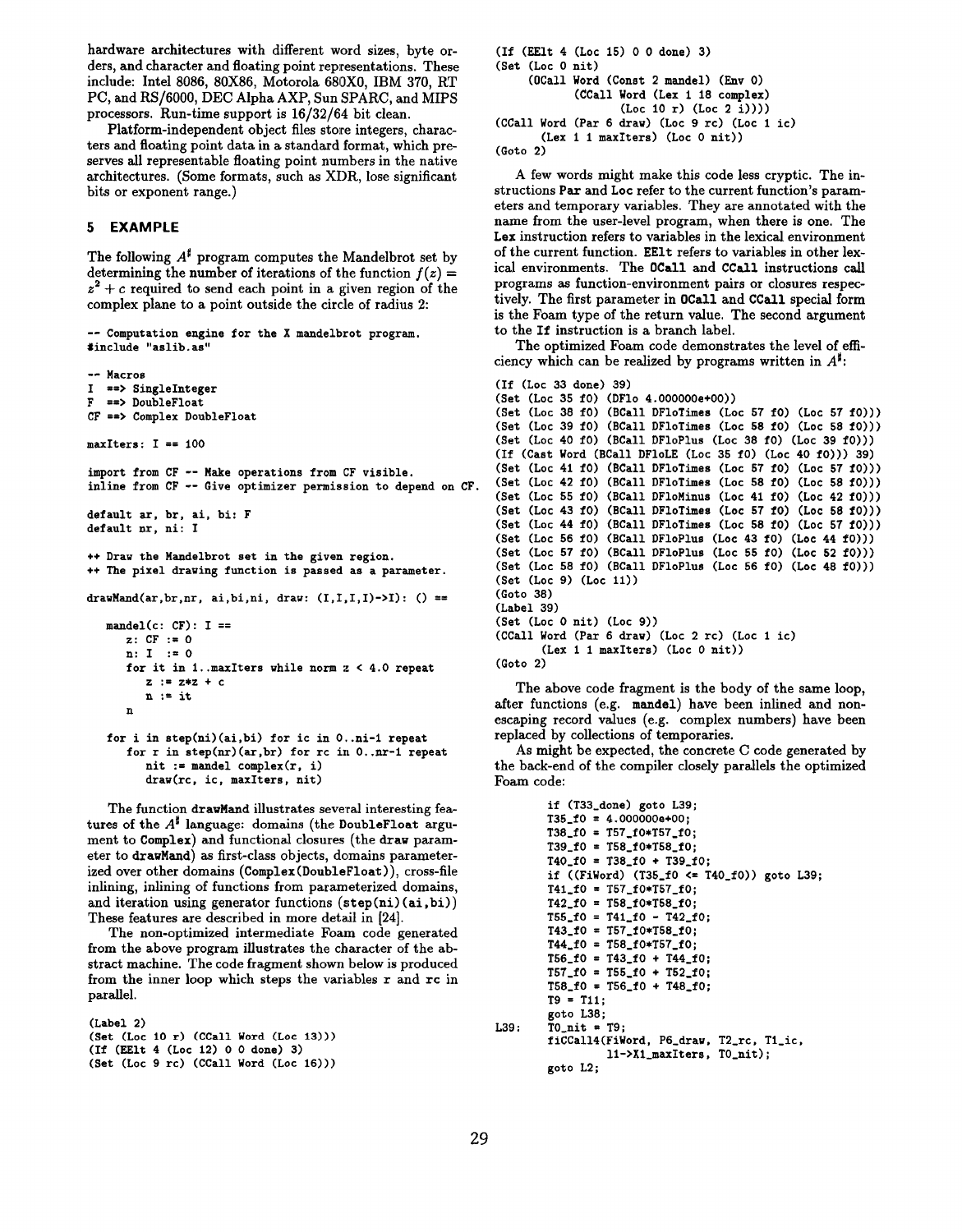hardware architectures with different word sizes, byte orders, and character and floating point representations. These include: Intel 8086, 80X86, Motorola 680X0, IBM 370, RT PC, and RS/6000, DEC Alpha AXP, Sun SPARC, and MIPS processors. Run-time support is 16/32/64 bit clean.

Platform-independent object files store integers, characters and floating point data in a standard format, which preserves all representable floating point numbers in the native architectures. (Some formats, such as XDR, lose significant bits or exponent range.)

## 5 EXAMPLE

The following $A^\sharp$ program computes the Mandelbrot set by determining the number of iterations of the function $f(z) = z^2 + c$ required to send each point in a given region of the complex plane to a point outside the circle of radius 2:

```
-- Computation engine for the X mandelbrot program.
#include "aslib.as"

-- Macros
I  ==> SingleInteger
F  ==> DoubleFloat
CF ==> Complex DoubleFloat

maxIters: I == 100

import from CF -- Make operations from CF visible.
inline from CF -- Give optimizer permission to depend on CF.

default ar, br, ai, bi: F
default nr, ni: I

++ Draw the Mandelbrot set in the given region.
++ The pixel drawing function is passed as a parameter.

drawMand(ar,br,nr, ai,bi,ni, draw: (I,I,I,I)->I): () ==

   mandel(c: CF): I ==
      z: CF := 0
      n: I  := 0
      for it in 1..maxIters while norm z < 4.0 repeat
         z := z*z + c
         n := it
      n

   for i in step(ni)(ai,bi) for ic in 0..ni-1 repeat
      for r in step(nr)(ar,br) for rc in 0..nr-1 repeat
         nit := mandel complex(r, i)
         draw(rc, ic, maxIters, nit)
```

The function `drawMand` illustrates several interesting features of the $A^\sharp$ language: domains (the `DoubleFloat` argument to `Complex`) and functional closures (the `draw` parameter to `drawMand`) as first-class objects, domains parameterized over other domains (`Complex(DoubleFloat)`), cross-file inlining, inlining of functions from parameterized domains, and iteration using generator functions (`step(ni)(ai,bi)`). These features are described in more detail in [24].

The non-optimized intermediate Foam code generated from the above program illustrates the character of the abstract machine. The code fragment shown below is produced from the inner loop which steps the variables `r` and `rc` in parallel.

```
(Label 2)
(Set (Loc 10 r) (CCall Word (Loc 13)))
(If (EElt 4 (Loc 12) 0 0 done) 3)
(Set (Loc 9 rc) (CCall Word (Loc 16)))
(If (EElt 4 (Loc 15) 0 0 done) 3)
(Set (Loc 0 nit)
     (OCall Word (Const 2 mandel) (Env 0)
            (CCall Word (Lex 1 18 complex)
                   (Loc 10 r) (Loc 2 i))))
(CCall Word (Par 6 draw) (Loc 9 rc) (Loc 1 ic)
      (Lex 1 1 maxIters) (Loc 0 nit))
(Goto 2)
```

A few words might make this code less cryptic. The instructions `Par` and `Loc` refer to the current function's parameters and temporary variables. They are annotated with the name from the user-level program, when there is one. The `Lex` instruction refers to variables in the lexical environment of the current function. `EElt` refers to variables in other lexical environments. The `OCall` and `CCall` instructions call programs as function-environment pairs or closures respectively. The first parameter in `OCall` and `CCall` special form is the Foam type of the return value. The second argument to the `If` instruction is a branch label.

The optimized Foam code demonstrates the level of efficiency which can be realized by programs written in $A^\sharp$:

```
(If (Loc 33 done) 39)
(Set (Loc 35 f0) (DFlo 4.000000e+00))
(Set (Loc 38 f0) (BCall DFloTimes (Loc 57 f0) (Loc 57 f0)))
(Set (Loc 39 f0) (BCall DFloTimes (Loc 58 f0) (Loc 58 f0)))
(Set (Loc 40 f0) (BCall DFloPlus (Loc 38 f0) (Loc 39 f0)))
(If (Cast Word (BCall DFloLE (Loc 35 f0) (Loc 40 f0))) 39)
(Set (Loc 41 f0) (BCall DFloTimes (Loc 57 f0) (Loc 57 f0)))
(Set (Loc 42 f0) (BCall DFloTimes (Loc 58 f0) (Loc 58 f0)))
(Set (Loc 55 f0) (BCall DFloMinus (Loc 41 f0) (Loc 42 f0)))
(Set (Loc 43 f0) (BCall DFloTimes (Loc 57 f0) (Loc 58 f0)))
(Set (Loc 44 f0) (BCall DFloTimes (Loc 58 f0) (Loc 57 f0)))
(Set (Loc 56 f0) (BCall DFloPlus (Loc 43 f0) (Loc 44 f0)))
(Set (Loc 57 f0) (BCall DFloPlus (Loc 55 f0) (Loc 52 f0)))
(Set (Loc 58 f0) (BCall DFloPlus (Loc 56 f0) (Loc 48 f0)))
(Set (Loc 9) (Loc 11))
(Goto 38)
(Label 39)
(Set (Loc 0 nit) (Loc 9))
(CCall Word (Par 6 draw) (Loc 2 rc) (Loc 1 ic)
      (Lex 1 1 maxIters) (Loc 0 nit))
(Goto 2)
```

The above code fragment is the body of the same loop, after functions (e.g. `mandel`) have been inlined and non-escaping record values (e.g. complex numbers) have been replaced by collections of temporaries.

As might be expected, the concrete C code generated by the back-end of the compiler closely parallels the optimized Foam code:

```
       if (T33_done) goto L39;
       T35_f0 = 4.000000e+00;
       T38_f0 = T57_f0*T57_f0;
       T39_f0 = T58_f0*T58_f0;
       T40_f0 = T38_f0 + T39_f0;
       if ((FiWord) (T35_f0 <= T40_f0)) goto L39;
       T41_f0 = T57_f0*T57_f0;
       T42_f0 = T58_f0*T58_f0;
       T55_f0 = T41_f0 - T42_f0;
       T43_f0 = T57_f0*T58_f0;
       T44_f0 = T58_f0*T57_f0;
       T56_f0 = T43_f0 + T44_f0;
       T57_f0 = T55_f0 + T52_f0;
       T58_f0 = T56_f0 + T48_f0;
       T9 = T11;
       goto L38;
L39:   T0_nit = T9;
       fiCCall4(FiWord, P6_draw, T2_rc, T1_ic,
              l1->X1_maxIters, T0_nit);
       goto L2;
```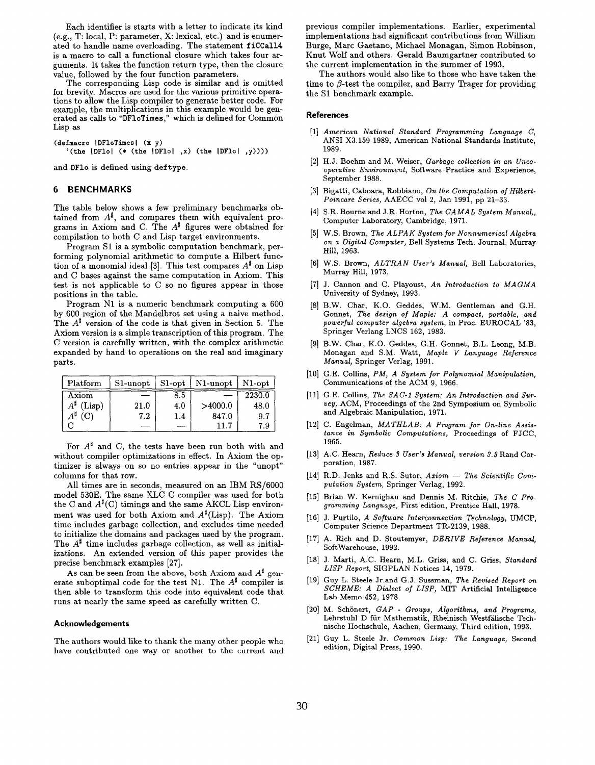Each identifier is starts with a letter to indicate its kind (e.g., T: local, P: parameter, X: lexical, etc.) and is enumerated to handle name overloading. The statement `fiCCall4` is a macro to call a functional closure which takes four arguments. It takes the function return type, then the closure value, followed by the four function parameters.

The corresponding Lisp code is similar and is omitted for brevity. Macros are used for the various primitive operations to allow the Lisp compiler to generate better code. For example, the multiplications in this example would be generated as calls to "`DFloTimes`," which is defined for Common Lisp as

```
(defmacro |DFloTimes| (x y)
   `(the |DFlo| (* (the |DFlo| ,x) (the |DFlo| ,y))))
```

and `DFlo` is defined using `deftype`.

## 6 BENCHMARKS

The table below shows a few preliminary benchmarks obtained from $A^\sharp$, and compares them with equivalent programs in Axiom and C. The $A^\sharp$ figures were obtained for compilation to both C and Lisp target environments.

Program S1 is a symbolic computation benchmark, performing polynomial arithmetic to compute a Hilbert function of a monomial ideal [3]. This test compares $A^\sharp$ on Lisp and C bases against the same computation in Axiom. This test is not applicable to C so no figures appear in those positions in the table.

Program N1 is a numeric benchmark computing a 600 by 600 region of the Mandelbrot set using a naive method. The $A^\sharp$ version of the code is that given in Section 5. The Axiom version is a simple transcription of this program. The C version is carefully written, with the complex arithmetic expanded by hand to operations on the real and imaginary parts.

| Platform | S1-unopt | S1-opt | N1-unopt | N1-opt |
|---|---|---|---|---|
| Axiom | — | 8.5 | — | 2230.0 |
| $A^\sharp$ (Lisp) | 21.0 | 4.0 | >4000.0 | 48.0 |
| $A^\sharp$ (C) | 7.2 | 1.4 | 847.0 | 9.7 |
| C | — | — | 11.7 | 7.9 |

For $A^\sharp$ and C, the tests have been run both with and without compiler optimizations in effect. In Axiom the optimizer is always on so no entries appear in the "unopt" columns for that row.

All times are in seconds, measured on an IBM RS/6000 model 530E. The same XLC C compiler was used for both the C and $A^\sharp$(C) timings and the same AKCL Lisp environment was used for both Axiom and $A^\sharp$(Lisp). The Axiom time includes garbage collection, and excludes time needed to initialize the domains and packages used by the program. The $A^\sharp$ time includes garbage collection, as well as initializations. An extended version of this paper provides the precise benchmark examples [27].

As can be seen from the above, both Axiom and $A^\sharp$ generate suboptimal code for the test N1. The $A^\sharp$ compiler is then able to transform this code into equivalent code that runs at nearly the same speed as carefully written C.

### Acknowledgements

The authors would like to thank the many other people who have contributed one way or another to the current and previous compiler implementations. Earlier, experimental implementations had significant contributions from William Burge, Marc Gaetano, Michael Monagan, Simon Robinson, Knut Wolf and others. Gerald Baumgartner contributed to the current implementation in the summer of 1993.

The authors would also like to those who have taken the time to $\beta$-test the compiler, and Barry Trager for providing the S1 benchmark example.

### References

[1] *American National Standard Programming Language C,* ANSI X3.159-1989, American National Standards Institute, 1989.

[2] H.J. Boehm and M. Weiser, *Garbage collection in an Uncooperative Environment,* Software Practice and Experience, September 1988.

[3] Bigatti, Caboara, Robbiano, *On the Computation of Hilbert-Poincare Series,* AAECC vol 2, Jan 1991, pp 21–33.

[4] S.R. Bourne and J.R. Horton, *The CAMAL System Manual,*, Computer Laboratory, Cambridge, 1971.

[5] W.S. Brown, *The ALPAK System for Nonnumerical Algebra on a Digital Computer,* Bell Systems Tech. Journal, Murray Hill, 1963.

[6] W.S. Brown, *ALTRAN User's Manual,* Bell Laboratories, Murray Hill, 1973.

[7] J. Cannon and C. Playoust, *An Introduction to MAGMA* University of Sydney, 1993.

[8] B.W. Char, K.O. Geddes, W.M. Gentleman and G.H. Gonnet, *The design of Maple: A compact, portable, and powerful computer algebra system,* in Proc. EUROCAL '83, Springer Verlang LNCS 162, 1983.

[9] B.W. Char, K.O. Geddes, G.H. Gonnet, B.L. Leong, M.B. Monagan and S.M. Watt, *Maple V Language Reference Manual,* Springer Verlag, 1991.

[10] G.E. Collins, *PM, A System for Polynomial Manipulation,* Communications of the ACM 9, 1966.

[11] G.E. Collins, *The SAC-1 System: An Introduction and Survey,* ACM, Proceedings of the 2nd Symposium on Symbolic and Algebraic Manipulation, 1971.

[12] C. Engelman, *MATHLAB: A Program for On-line Assistance in Symbolic Computations,* Proceedings of FJCC, 1965.

[13] A.C. Hearn, *Reduce 3 User's Manual, version 3.3* Rand Corporation, 1987.

[14] R.D. Jenks and R.S. Sutor, *Axiom — The Scientific Computation System,* Springer Verlag, 1992.

[15] Brian W. Kernighan and Dennis M. Ritchie, *The C Programming Language,* First edition, Prentice Hall, 1978.

[16] J. Purtilo, *A Software Interconnection Technology,* UMCP, Computer Science Department TR-2139, 1988.

[17] A. Rich and D. Stoutemyer, *DERIVE Reference Manual,* SoftWarehouse, 1992.

[18] J. Marti, A.C. Hearn, M.L. Griss, and C. Griss, *Standard LISP Report,* SIGPLAN Notices 14, 1979.

[19] Guy L. Steele Jr.and G.J. Sussman, *The Revised Report on SCHEME: A Dialect of LISP,* MIT Artificial Intelligence Lab Memo 452, 1978.

[20] M. Schönert, *GAP - Groups, Algorithms, and Programs,* Lehrstuhl D für Mathematik, Rheinisch Westfälische Technische Hochschule, Aachen, Germany, Third edition, 1993.

[21] Guy L. Steele Jr. *Common Lisp: The Language,* Second edition, Digital Press, 1990.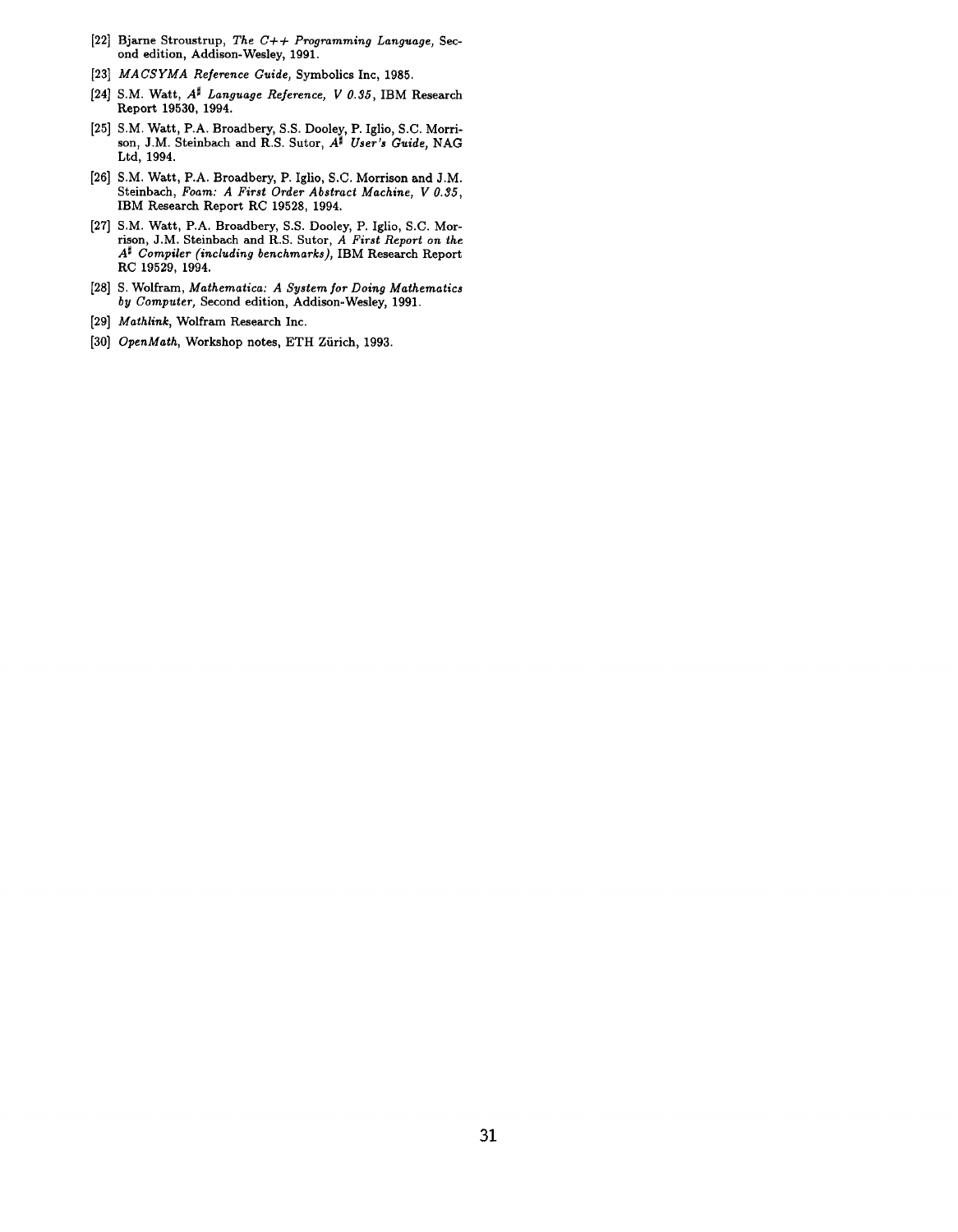[22] Bjarne Stroustrup, *The C++ Programming Language*, Second edition, Addison-Wesley, 1991.

[23] *MACSYMA Reference Guide*, Symbolics Inc, 1985.

[24] S.M. Watt, *A♯ Language Reference, V 0.35*, IBM Research Report 19530, 1994.

[25] S.M. Watt, P.A. Broadbery, S.S. Dooley, P. Iglio, S.C. Morrison, J.M. Steinbach and R.S. Sutor, *A♯ User's Guide*, NAG Ltd, 1994.

[26] S.M. Watt, P.A. Broadbery, P. Iglio, S.C. Morrison and J.M. Steinbach, *Foam: A First Order Abstract Machine, V 0.35*, IBM Research Report RC 19528, 1994.

[27] S.M. Watt, P.A. Broadbery, S.S. Dooley, P. Iglio, S.C. Morrison, J.M. Steinbach and R.S. Sutor, *A First Report on the A♯ Compiler (including benchmarks)*, IBM Research Report RC 19529, 1994.

[28] S. Wolfram, *Mathematica: A System for Doing Mathematics by Computer*, Second edition, Addison-Wesley, 1991.

[29] *Mathlink*, Wolfram Research Inc.

[30] *OpenMath*, Workshop notes, ETH Zürich, 1993.